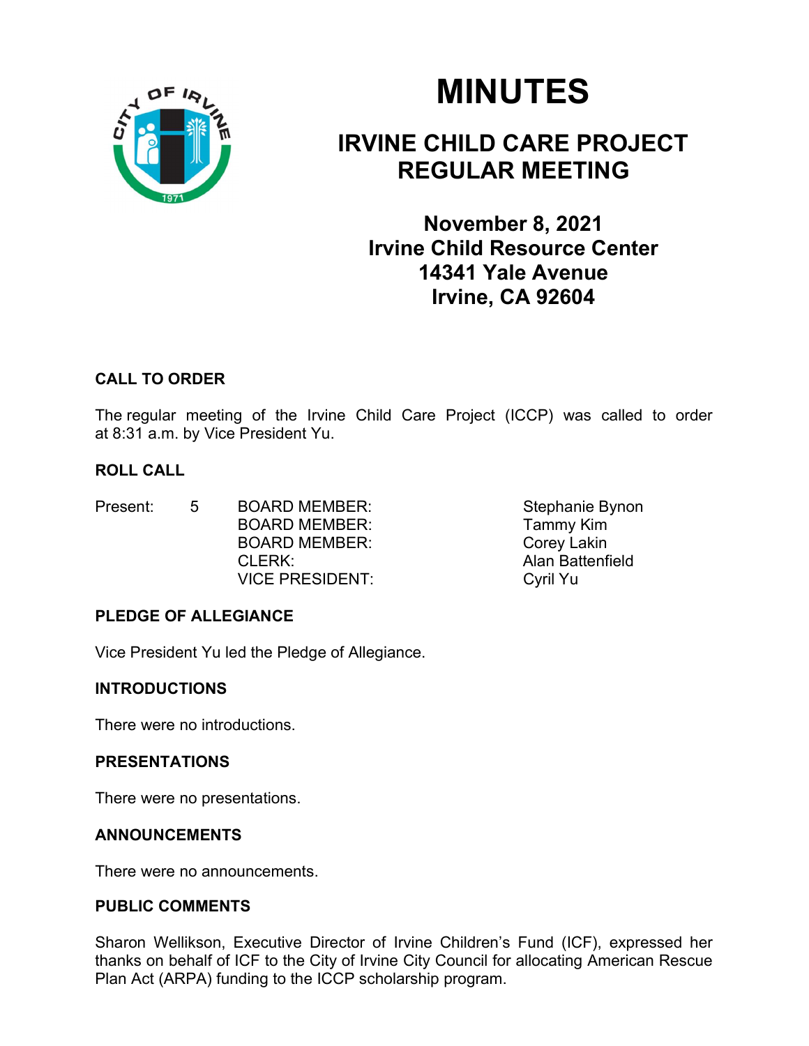# MINUTES

## IRVINE CHILD CARE PROJECT REGULAR MEETING

### November 8, 2021
### Irvine Child Resource Center
### 14341 Yale Avenue
### Irvine, CA 92604

**CALL TO ORDER**

The regular meeting of the Irvine Child Care Project (ICCP) was called to order at 8:31 a.m. by Vice President Yu.

**ROLL CALL**

| Present: | 5 | BOARD MEMBER: | Stephanie Bynon |
|---|---|---|---|
| | | BOARD MEMBER: | Tammy Kim |
| | | BOARD MEMBER: | Corey Lakin |
| | | CLERK: | Alan Battenfield |
| | | VICE PRESIDENT: | Cyril Yu |

**PLEDGE OF ALLEGIANCE**

Vice President Yu led the Pledge of Allegiance.

**INTRODUCTIONS**

There were no introductions.

**PRESENTATIONS**

There were no presentations.

**ANNOUNCEMENTS**

There were no announcements.

**PUBLIC COMMENTS**

Sharon Wellikson, Executive Director of Irvine Children's Fund (ICF), expressed her thanks on behalf of ICF to the City of Irvine City Council for allocating American Rescue Plan Act (ARPA) funding to the ICCP scholarship program.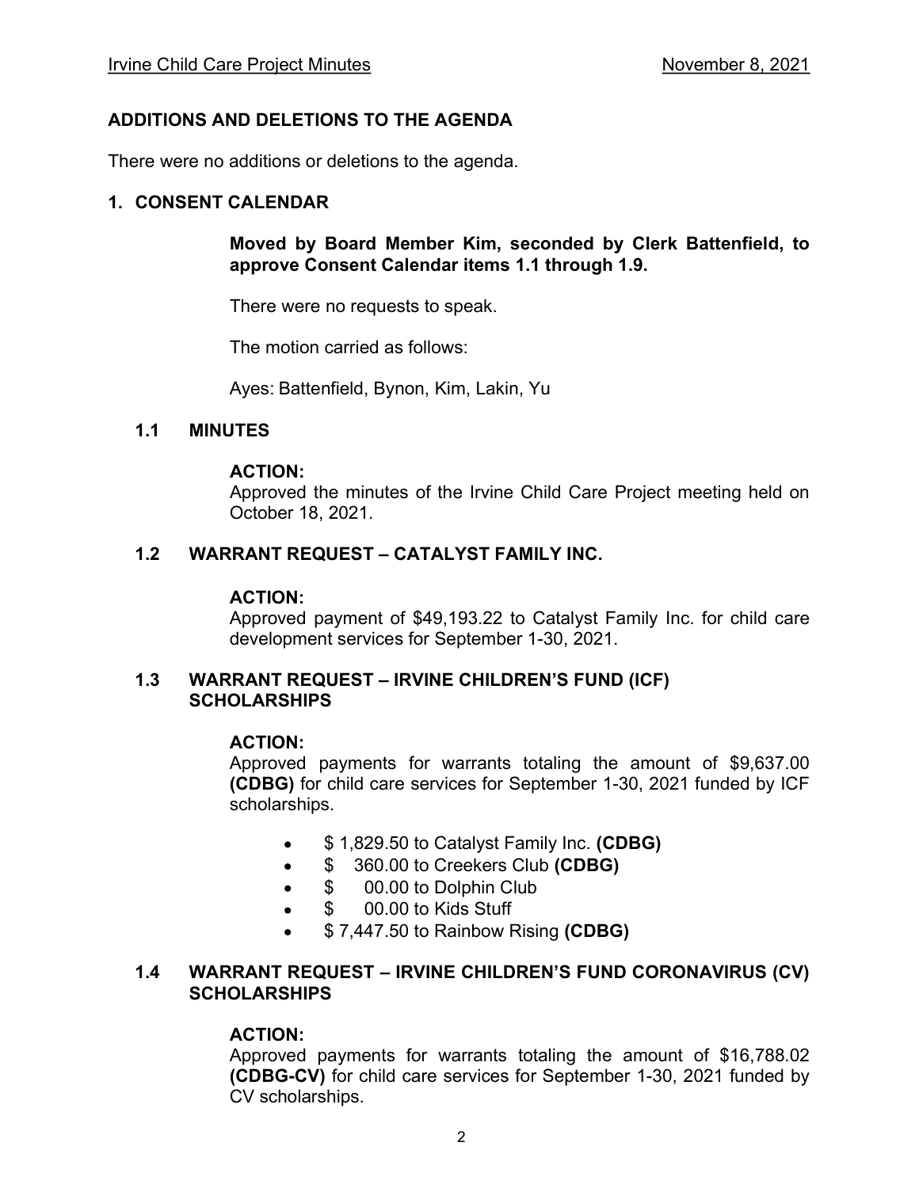## ADDITIONS AND DELETIONS TO THE AGENDA

There were no additions or deletions to the agenda.

## 1. CONSENT CALENDAR

**Moved by Board Member Kim, seconded by Clerk Battenfield, to approve Consent Calendar items 1.1 through 1.9.**

There were no requests to speak.

The motion carried as follows:

Ayes: Battenfield, Bynon, Kim, Lakin, Yu

### 1.1 MINUTES

**ACTION:**
Approved the minutes of the Irvine Child Care Project meeting held on October 18, 2021.

### 1.2 WARRANT REQUEST – CATALYST FAMILY INC.

**ACTION:**
Approved payment of $49,193.22 to Catalyst Family Inc. for child care development services for September 1-30, 2021.

### 1.3 WARRANT REQUEST – IRVINE CHILDREN'S FUND (ICF) SCHOLARSHIPS

**ACTION:**
Approved payments for warrants totaling the amount of $9,637.00 **(CDBG)** for child care services for September 1-30, 2021 funded by ICF scholarships.

- $ 1,829.50 to Catalyst Family Inc. **(CDBG)**
- $ 360.00 to Creekers Club **(CDBG)**
- $ 00.00 to Dolphin Club
- $ 00.00 to Kids Stuff
- $ 7,447.50 to Rainbow Rising **(CDBG)**

### 1.4 WARRANT REQUEST – IRVINE CHILDREN'S FUND CORONAVIRUS (CV) SCHOLARSHIPS

**ACTION:**
Approved payments for warrants totaling the amount of $16,788.02 **(CDBG-CV)** for child care services for September 1-30, 2021 funded by CV scholarships.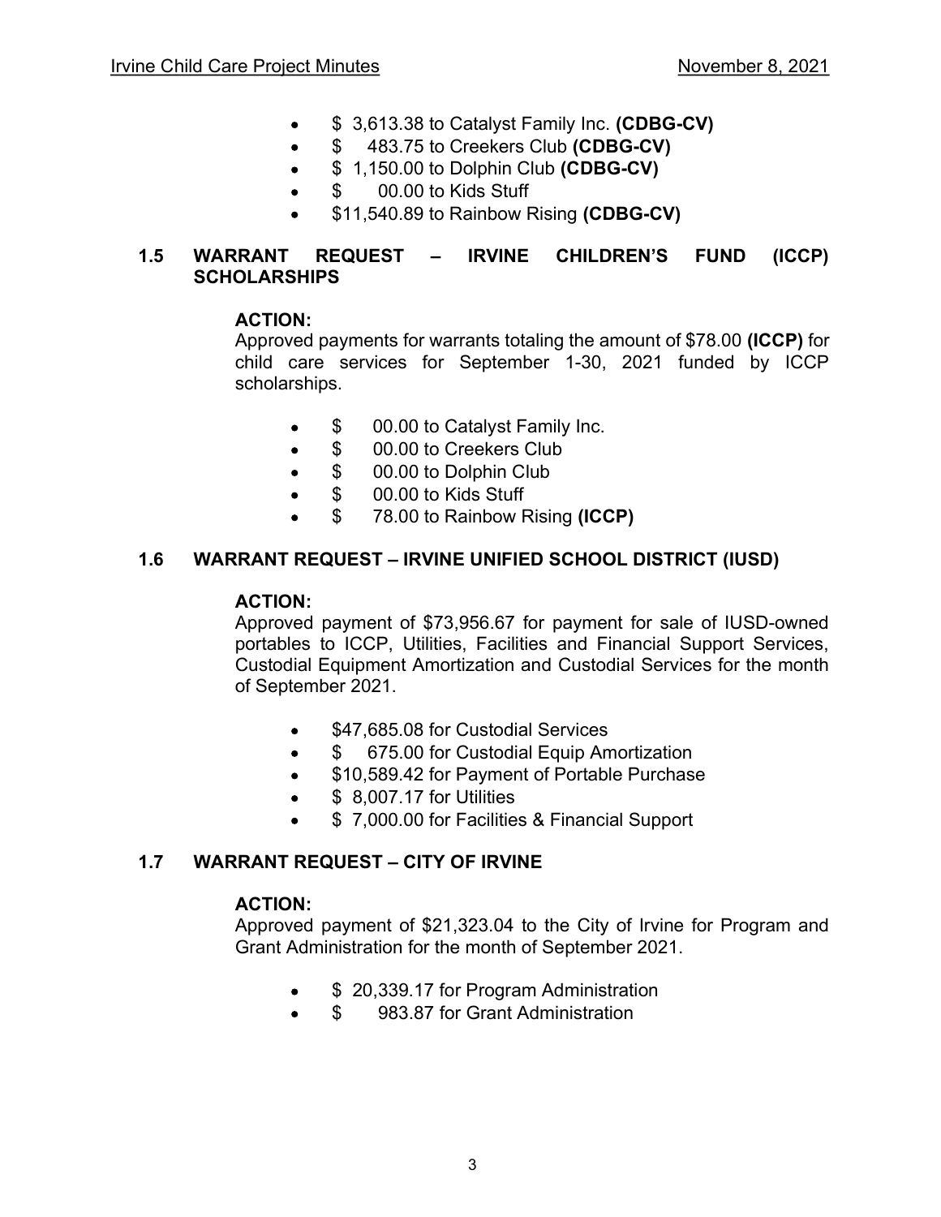- \$ 3,613.38 to Catalyst Family Inc. **(CDBG-CV)**
- \$ 483.75 to Creekers Club **(CDBG-CV)**
- \$ 1,150.00 to Dolphin Club **(CDBG-CV)**
- \$ 00.00 to Kids Stuff
- \$11,540.89 to Rainbow Rising **(CDBG-CV)**

### 1.5 WARRANT REQUEST – IRVINE CHILDREN'S FUND (ICCP) SCHOLARSHIPS

**ACTION:**
Approved payments for warrants totaling the amount of \$78.00 **(ICCP)** for child care services for September 1-30, 2021 funded by ICCP scholarships.

- \$ 00.00 to Catalyst Family Inc.
- \$ 00.00 to Creekers Club
- \$ 00.00 to Dolphin Club
- \$ 00.00 to Kids Stuff
- \$ 78.00 to Rainbow Rising **(ICCP)**

### 1.6 WARRANT REQUEST – IRVINE UNIFIED SCHOOL DISTRICT (IUSD)

**ACTION:**
Approved payment of \$73,956.67 for payment for sale of IUSD-owned portables to ICCP, Utilities, Facilities and Financial Support Services, Custodial Equipment Amortization and Custodial Services for the month of September 2021.

- \$47,685.08 for Custodial Services
- \$ 675.00 for Custodial Equip Amortization
- \$10,589.42 for Payment of Portable Purchase
- \$ 8,007.17 for Utilities
- \$ 7,000.00 for Facilities & Financial Support

### 1.7 WARRANT REQUEST – CITY OF IRVINE

**ACTION:**
Approved payment of \$21,323.04 to the City of Irvine for Program and Grant Administration for the month of September 2021.

- \$ 20,339.17 for Program Administration
- \$ 983.87 for Grant Administration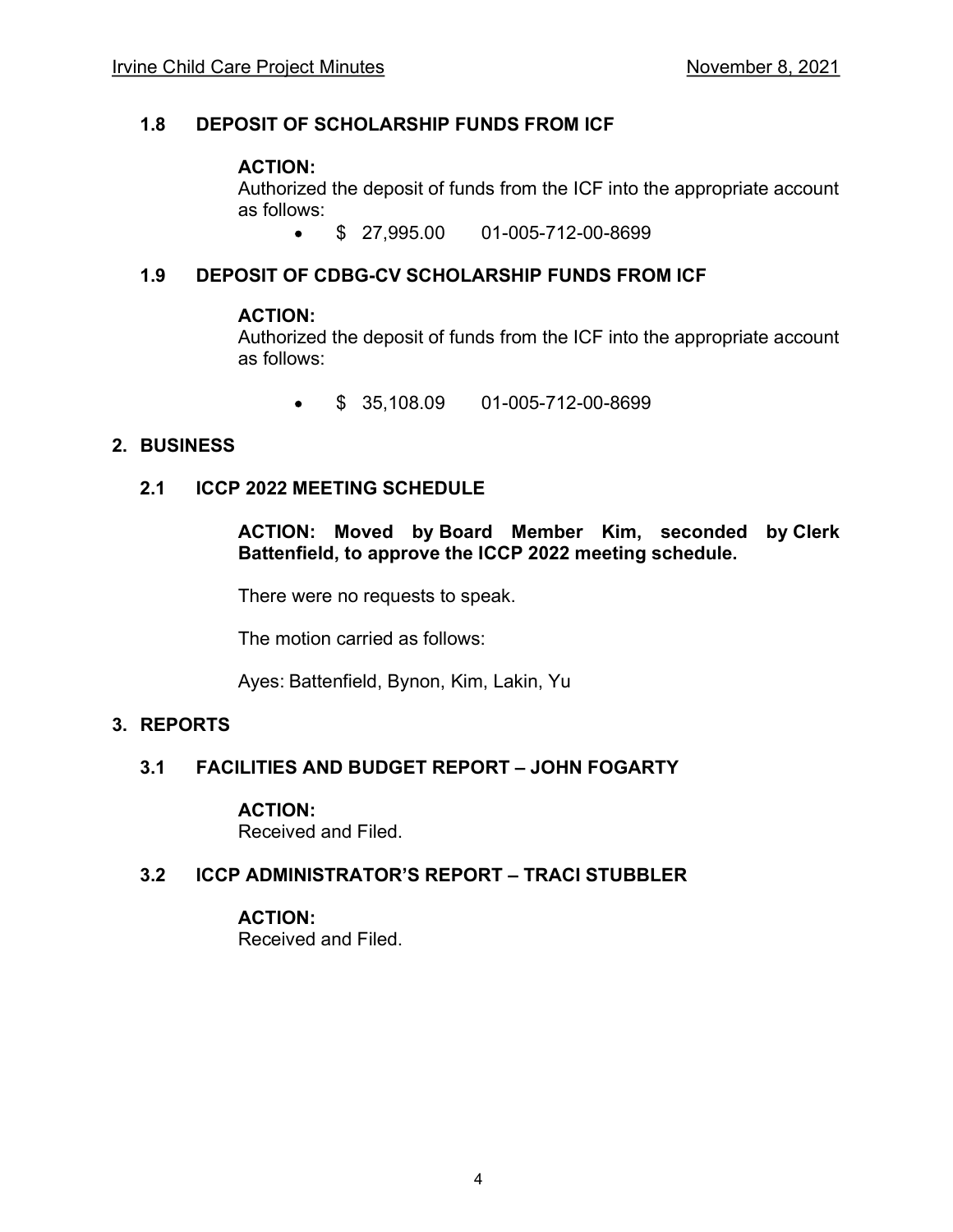### 1.8 DEPOSIT OF SCHOLARSHIP FUNDS FROM ICF

**ACTION:**
Authorized the deposit of funds from the ICF into the appropriate account as follows:

- $ 27,995.00 01-005-712-00-8699

### 1.9 DEPOSIT OF CDBG-CV SCHOLARSHIP FUNDS FROM ICF

**ACTION:**
Authorized the deposit of funds from the ICF into the appropriate account as follows:

- $ 35,108.09 01-005-712-00-8699

## 2. BUSINESS

### 2.1 ICCP 2022 MEETING SCHEDULE

**ACTION: Moved by Board Member Kim, seconded by Clerk Battenfield, to approve the ICCP 2022 meeting schedule.**

There were no requests to speak.

The motion carried as follows:

Ayes: Battenfield, Bynon, Kim, Lakin, Yu

## 3. REPORTS

### 3.1 FACILITIES AND BUDGET REPORT – JOHN FOGARTY

**ACTION:**
Received and Filed.

### 3.2 ICCP ADMINISTRATOR'S REPORT – TRACI STUBBLER

**ACTION:**
Received and Filed.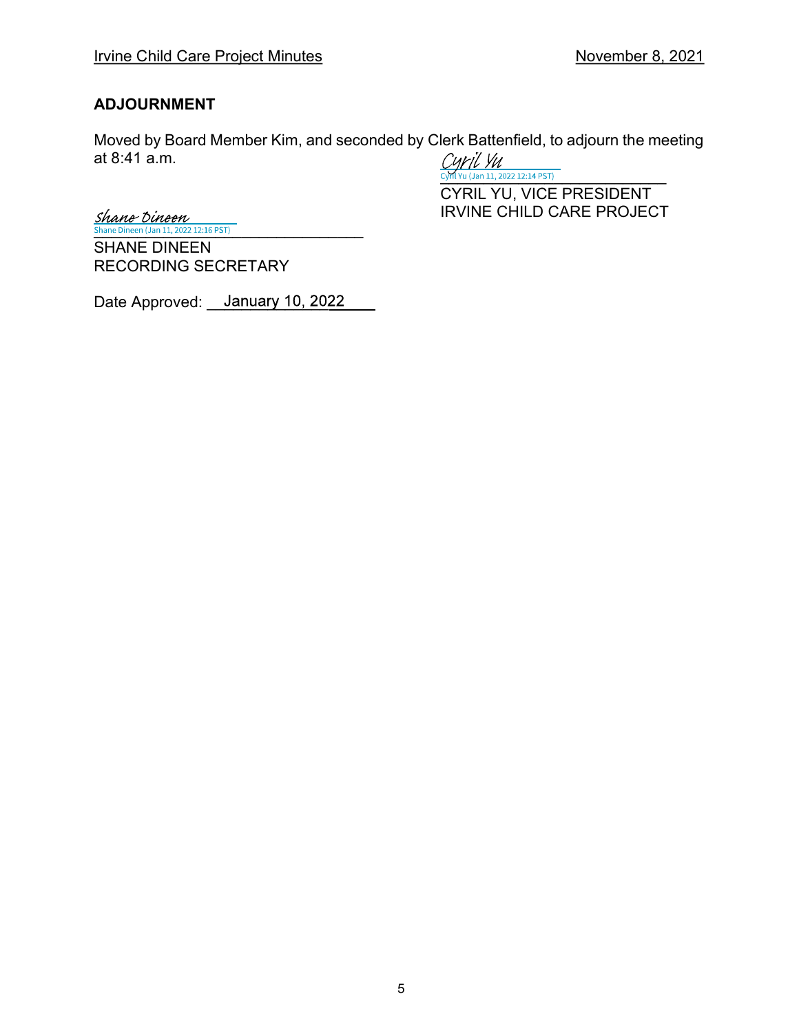## ADJOURNMENT

Moved by Board Member Kim, and seconded by Clerk Battenfield, to adjourn the meeting at 8:41 a.m.

Cyril Yu
Cyril Yu (Jan 11, 2022 12:14 PST)

CYRIL YU, VICE PRESIDENT
IRVINE CHILD CARE PROJECT

Shane Dineen
Shane Dineen (Jan 11, 2022 12:16 PST)

SHANE DINEEN
RECORDING SECRETARY

Date Approved: January 10, 2022